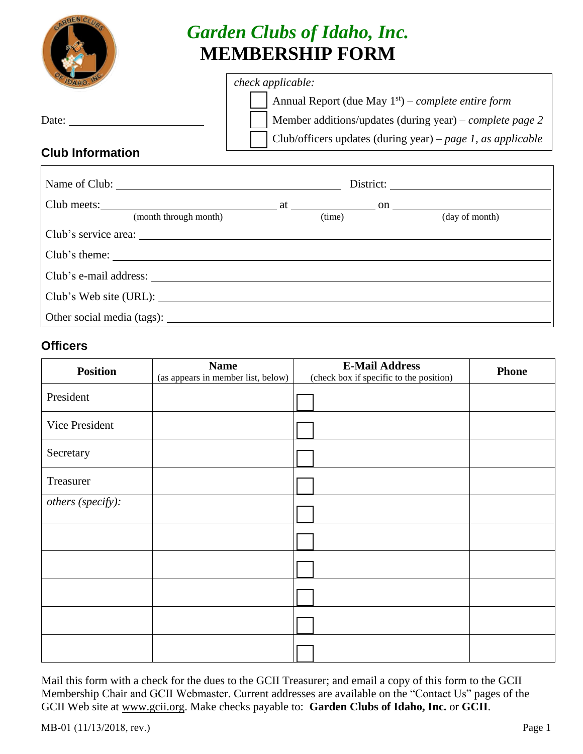# *Garden Clubs of Idaho, Inc.*
# MEMBERSHIP FORM

Date: ______________________

*check applicable:*

- ☐ Annual Report (due May 1st) – *complete entire form*
- ☐ Member additions/updates (during year) – *complete page 2*
- ☐ Club/officers updates (during year) – *page 1, as applicable*

## Club Information

Name of Club: ________________________________ District: ______________________

Club meets: ________________________ at ____________ on ______________________
(month through month) (time) (day of month)

Club's service area: ____________________________________________

Club's theme: ____________________________________________

Club's e-mail address: ____________________________________________

Club's Web site (URL): ____________________________________________

Other social media (tags): ____________________________________________

## Officers

| Position | Name (as appears in member list, below) | E-Mail Address (check box if specific to the position) | Phone |
|---|---|---|---|
| President | | ☐ | |
| Vice President | | ☐ | |
| Secretary | | ☐ | |
| Treasurer | | ☐ | |
| *others (specify):* | | ☐ | |
| | | ☐ | |
| | | ☐ | |
| | | ☐ | |
| | | ☐ | |
| | | ☐ | |

Mail this form with a check for the dues to the GCII Treasurer; and email a copy of this form to the GCII Membership Chair and GCII Webmaster. Current addresses are available on the "Contact Us" pages of the GCII Web site at www.gcii.org. Make checks payable to: **Garden Clubs of Idaho, Inc.** or **GCII**.

MB-01 (11/13/2018, rev.)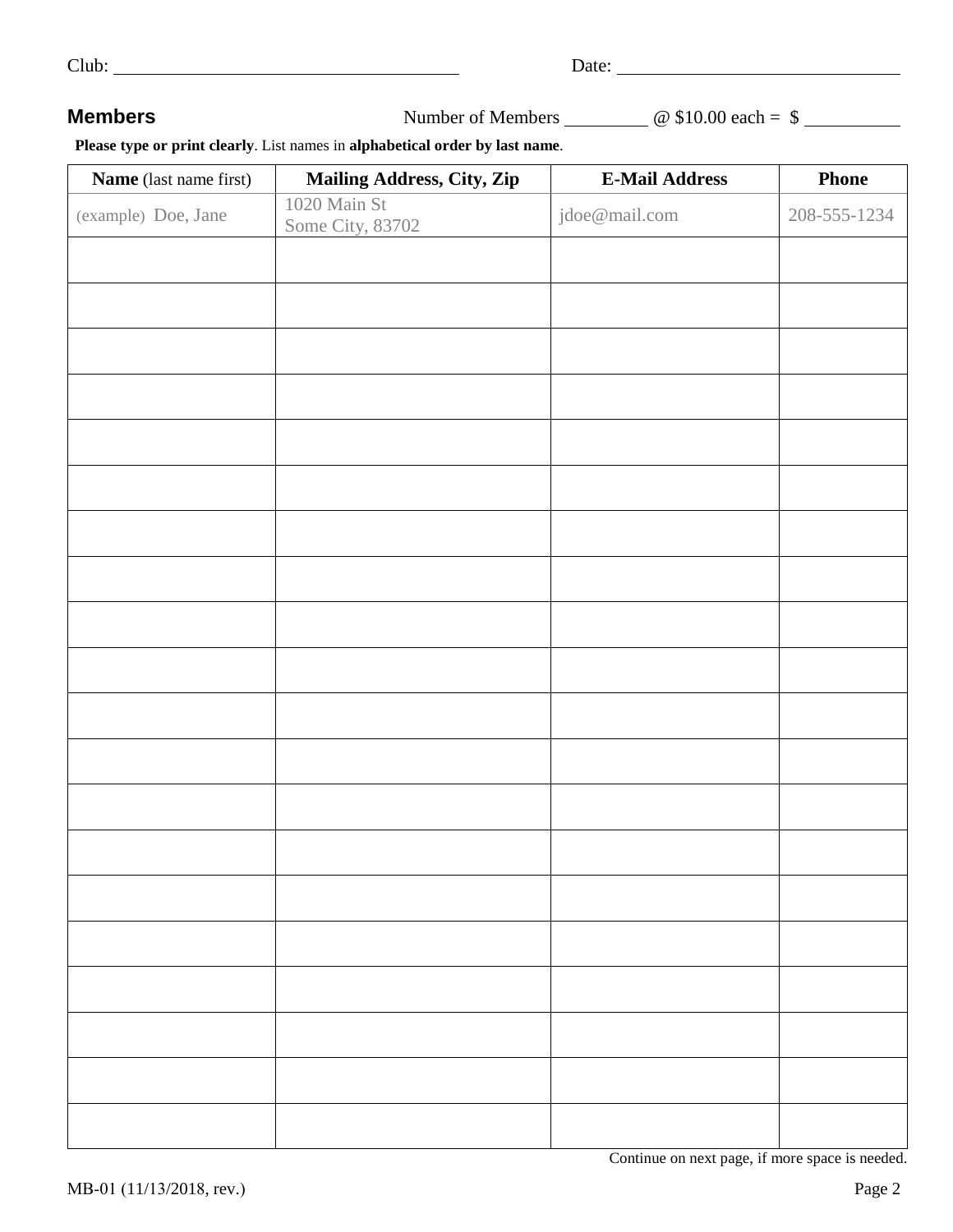Club: ____________________________________ Date: ______________________________

## Members

Number of Members ________ @ $10.00 each = $ __________

**Please type or print clearly**. List names in **alphabetical order by last name**.

| **Name** (last name first) | **Mailing Address, City, Zip** | **E-Mail Address** | **Phone** |
|---|---|---|---|
| (example) Doe, Jane | 1020 Main St Some City, 83702 | jdoe@mail.com | 208-555-1234 |
| | | | |
| | | | |
| | | | |
| | | | |
| | | | |
| | | | |
| | | | |
| | | | |
| | | | |
| | | | |
| | | | |
| | | | |
| | | | |
| | | | |
| | | | |
| | | | |
| | | | |
| | | | |
| | | | |
| | | | |

Continue on next page, if more space is needed.

MB-01 (11/13/2018, rev.)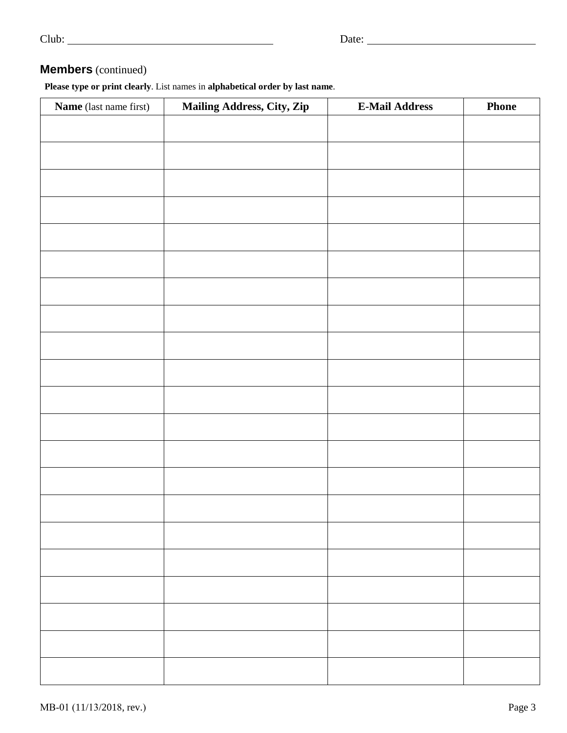Club: ____________________________________ Date: ______________________________

## **Members** (continued)

**Please type or print clearly**. List names in **alphabetical order by last name**.

| **Name** (last name first) | **Mailing Address, City, Zip** | **E-Mail Address** | **Phone** |
|---|---|---|---|
| | | | |
| | | | |
| | | | |
| | | | |
| | | | |
| | | | |
| | | | |
| | | | |
| | | | |
| | | | |
| | | | |
| | | | |
| | | | |
| | | | |
| | | | |
| | | | |
| | | | |
| | | | |
| | | | |
| | | | |
| | | | |

MB-01 (11/13/2018, rev.)